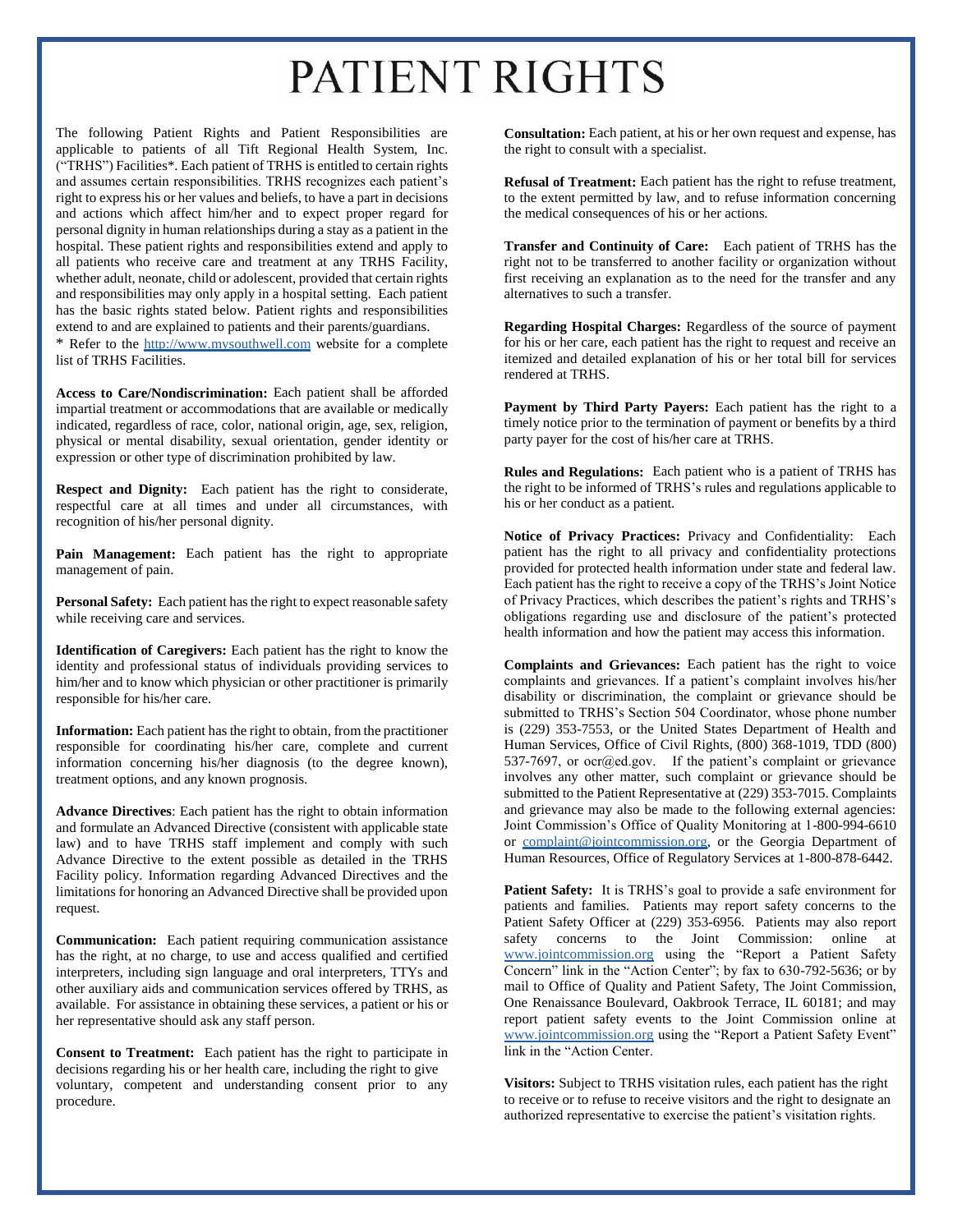# PATIENT RIGHTS

The following Patient Rights and Patient Responsibilities are applicable to patients of all Tift Regional Health System, Inc. ("TRHS") Facilities*. Each patient of TRHS is entitled to certain rights and assumes certain responsibilities. TRHS recognizes each patient's right to express his or her values and beliefs, to have a part in decisions and actions which affect him/her and to expect proper regard for personal dignity in human relationships during a stay as a patient in the hospital. These patient rights and responsibilities extend and apply to all patients who receive care and treatment at any TRHS Facility, whether adult, neonate, child or adolescent, provided that certain rights and responsibilities may only apply in a hospital setting. Each patient has the basic rights stated below. Patient rights and responsibilities extend to and are explained to patients and their parents/guardians.
* Refer to the http://www.mysouthwell.com website for a complete list of TRHS Facilities.

**Access to Care/Nondiscrimination:** Each patient shall be afforded impartial treatment or accommodations that are available or medically indicated, regardless of race, color, national origin, age, sex, religion, physical or mental disability, sexual orientation, gender identity or expression or other type of discrimination prohibited by law.

**Respect and Dignity:** Each patient has the right to considerate, respectful care at all times and under all circumstances, with recognition of his/her personal dignity.

**Pain Management:** Each patient has the right to appropriate management of pain.

**Personal Safety:** Each patient has the right to expect reasonable safety while receiving care and services.

**Identification of Caregivers:** Each patient has the right to know the identity and professional status of individuals providing services to him/her and to know which physician or other practitioner is primarily responsible for his/her care.

**Information:** Each patient has the right to obtain, from the practitioner responsible for coordinating his/her care, complete and current information concerning his/her diagnosis (to the degree known), treatment options, and any known prognosis.

**Advance Directives**: Each patient has the right to obtain information and formulate an Advanced Directive (consistent with applicable state law) and to have TRHS staff implement and comply with such Advance Directive to the extent possible as detailed in the TRHS Facility policy. Information regarding Advanced Directives and the limitations for honoring an Advanced Directive shall be provided upon request.

**Communication:** Each patient requiring communication assistance has the right, at no charge, to use and access qualified and certified interpreters, including sign language and oral interpreters, TTYs and other auxiliary aids and communication services offered by TRHS, as available. For assistance in obtaining these services, a patient or his or her representative should ask any staff person.

**Consent to Treatment:** Each patient has the right to participate in decisions regarding his or her health care, including the right to give voluntary, competent and understanding consent prior to any procedure.

**Consultation:** Each patient, at his or her own request and expense, has the right to consult with a specialist.

**Refusal of Treatment:** Each patient has the right to refuse treatment, to the extent permitted by law, and to refuse information concerning the medical consequences of his or her actions.

**Transfer and Continuity of Care:** Each patient of TRHS has the right not to be transferred to another facility or organization without first receiving an explanation as to the need for the transfer and any alternatives to such a transfer.

**Regarding Hospital Charges:** Regardless of the source of payment for his or her care, each patient has the right to request and receive an itemized and detailed explanation of his or her total bill for services rendered at TRHS.

**Payment by Third Party Payers:** Each patient has the right to a timely notice prior to the termination of payment or benefits by a third party payer for the cost of his/her care at TRHS.

**Rules and Regulations:** Each patient who is a patient of TRHS has the right to be informed of TRHS's rules and regulations applicable to his or her conduct as a patient.

**Notice of Privacy Practices:** Privacy and Confidentiality: Each patient has the right to all privacy and confidentiality protections provided for protected health information under state and federal law. Each patient has the right to receive a copy of the TRHS's Joint Notice of Privacy Practices, which describes the patient's rights and TRHS's obligations regarding use and disclosure of the patient's protected health information and how the patient may access this information.

**Complaints and Grievances:** Each patient has the right to voice complaints and grievances. If a patient's complaint involves his/her disability or discrimination, the complaint or grievance should be submitted to TRHS's Section 504 Coordinator, whose phone number is (229) 353-7553, or the United States Department of Health and Human Services, Office of Civil Rights, (800) 368-1019, TDD (800) 537-7697, or ocr@ed.gov. If the patient's complaint or grievance involves any other matter, such complaint or grievance should be submitted to the Patient Representative at (229) 353-7015. Complaints and grievance may also be made to the following external agencies: Joint Commission's Office of Quality Monitoring at 1-800-994-6610 or complaint@jointcommission.org, or the Georgia Department of Human Resources, Office of Regulatory Services at 1-800-878-6442.

**Patient Safety:** It is TRHS's goal to provide a safe environment for patients and families. Patients may report safety concerns to the Patient Safety Officer at (229) 353-6956. Patients may also report safety concerns to the Joint Commission: online at www.jointcommission.org using the "Report a Patient Safety Concern" link in the "Action Center"; by fax to 630-792-5636; or by mail to Office of Quality and Patient Safety, The Joint Commission, One Renaissance Boulevard, Oakbrook Terrace, IL 60181; and may report patient safety events to the Joint Commission online at www.jointcommission.org using the "Report a Patient Safety Event" link in the "Action Center.

**Visitors:** Subject to TRHS visitation rules, each patient has the right to receive or to refuse to receive visitors and the right to designate an authorized representative to exercise the patient's visitation rights.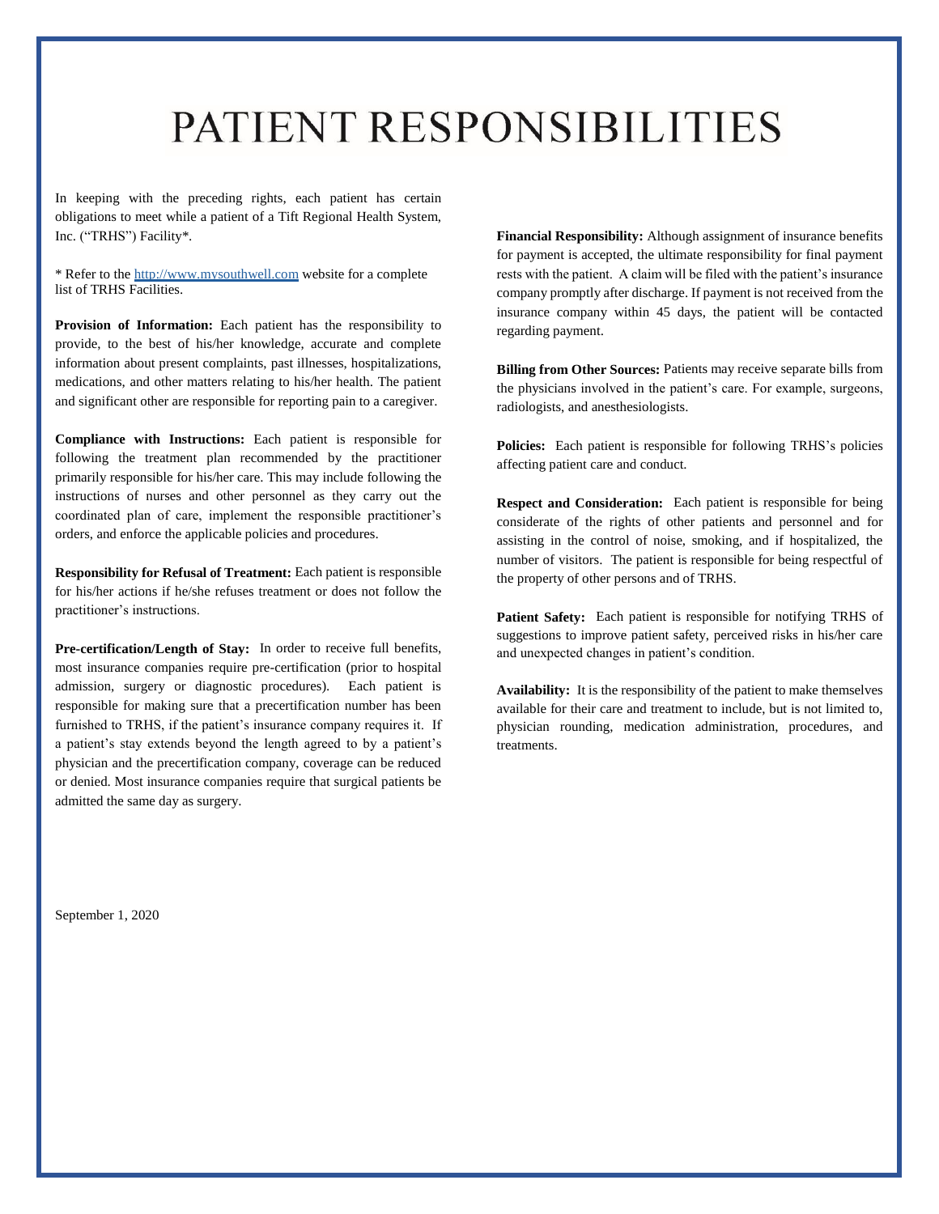# PATIENT RESPONSIBILITIES

In keeping with the preceding rights, each patient has certain obligations to meet while a patient of a Tift Regional Health System, Inc. ("TRHS") Facility*.

* Refer to the [http://www.mysouthwell.com](http://www.mysouthwell.com) website for a complete list of TRHS Facilities.

**Provision of Information:** Each patient has the responsibility to provide, to the best of his/her knowledge, accurate and complete information about present complaints, past illnesses, hospitalizations, medications, and other matters relating to his/her health. The patient and significant other are responsible for reporting pain to a caregiver.

**Compliance with Instructions:** Each patient is responsible for following the treatment plan recommended by the practitioner primarily responsible for his/her care. This may include following the instructions of nurses and other personnel as they carry out the coordinated plan of care, implement the responsible practitioner's orders, and enforce the applicable policies and procedures.

**Responsibility for Refusal of Treatment:** Each patient is responsible for his/her actions if he/she refuses treatment or does not follow the practitioner's instructions.

**Pre-certification/Length of Stay:** In order to receive full benefits, most insurance companies require pre-certification (prior to hospital admission, surgery or diagnostic procedures). Each patient is responsible for making sure that a precertification number has been furnished to TRHS, if the patient's insurance company requires it. If a patient's stay extends beyond the length agreed to by a patient's physician and the precertification company, coverage can be reduced or denied. Most insurance companies require that surgical patients be admitted the same day as surgery.

**Financial Responsibility:** Although assignment of insurance benefits for payment is accepted, the ultimate responsibility for final payment rests with the patient. A claim will be filed with the patient's insurance company promptly after discharge. If payment is not received from the insurance company within 45 days, the patient will be contacted regarding payment.

**Billing from Other Sources:** Patients may receive separate bills from the physicians involved in the patient's care. For example, surgeons, radiologists, and anesthesiologists.

**Policies:** Each patient is responsible for following TRHS's policies affecting patient care and conduct.

**Respect and Consideration:** Each patient is responsible for being considerate of the rights of other patients and personnel and for assisting in the control of noise, smoking, and if hospitalized, the number of visitors. The patient is responsible for being respectful of the property of other persons and of TRHS.

**Patient Safety:** Each patient is responsible for notifying TRHS of suggestions to improve patient safety, perceived risks in his/her care and unexpected changes in patient's condition.

**Availability:** It is the responsibility of the patient to make themselves available for their care and treatment to include, but is not limited to, physician rounding, medication administration, procedures, and treatments.

September 1, 2020